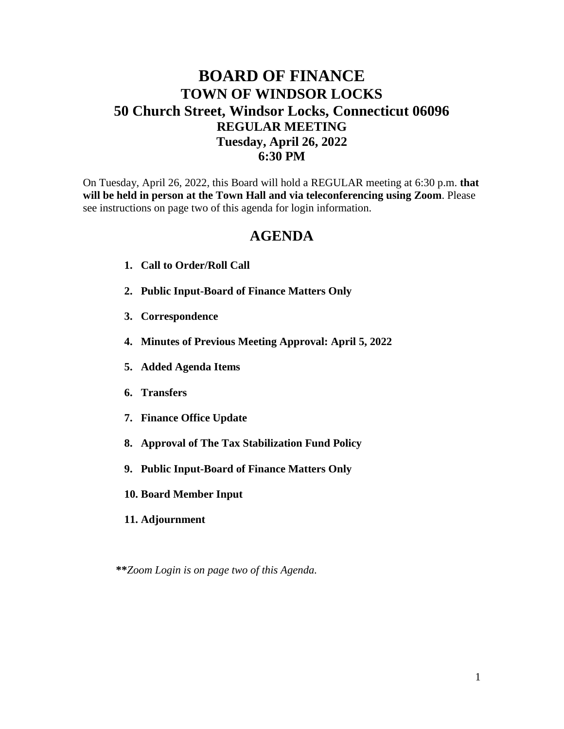# BOARD OF FINANCE

## TOWN OF WINDSOR LOCKS

## 50 Church Street, Windsor Locks, Connecticut 06096

### REGULAR MEETING

### Tuesday, April 26, 2022

### 6:30 PM

On Tuesday, April 26, 2022, this Board will hold a REGULAR meeting at 6:30 p.m. **that will be held in person at the Town Hall and via teleconferencing using Zoom**. Please see instructions on page two of this agenda for login information.

## AGENDA

1. **Call to Order/Roll Call**
2. **Public Input-Board of Finance Matters Only**
3. **Correspondence**
4. **Minutes of Previous Meeting Approval: April 5, 2022**
5. **Added Agenda Items**
6. **Transfers**
7. **Finance Office Update**
8. **Approval of The Tax Stabilization Fund Policy**
9. **Public Input-Board of Finance Matters Only**
10. **Board Member Input**
11. **Adjournment**

***\*\*Zoom Login is on page two of this Agenda.***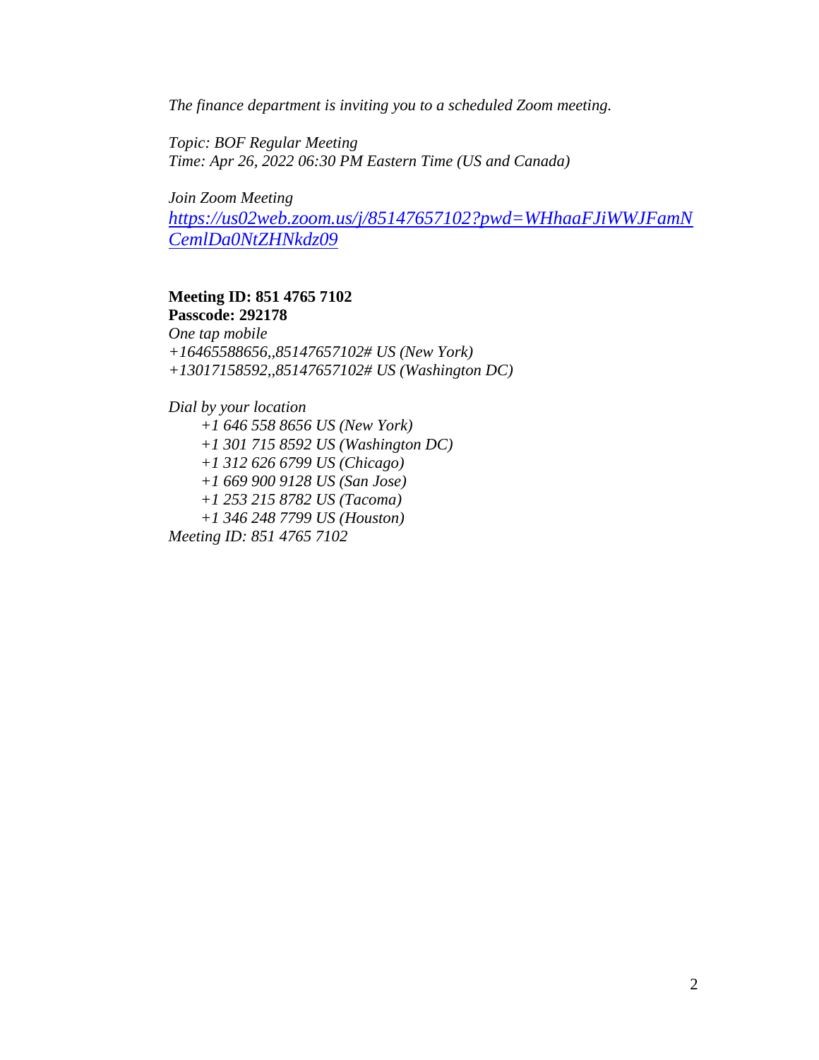*The finance department is inviting you to a scheduled Zoom meeting.*

*Topic: BOF Regular Meeting*
*Time: Apr 26, 2022 06:30 PM Eastern Time (US and Canada)*

*Join Zoom Meeting*
*https://us02web.zoom.us/j/85147657102?pwd=WHhaaFJiWWJFamNCemlDa0NtZHNkdz09*

**Meeting ID: 851 4765 7102**
**Passcode: 292178**
*One tap mobile*
*+16465588656,,85147657102# US (New York)*
*+13017158592,,85147657102# US (Washington DC)*

*Dial by your location*
*+1 646 558 8656 US (New York)*
*+1 301 715 8592 US (Washington DC)*
*+1 312 626 6799 US (Chicago)*
*+1 669 900 9128 US (San Jose)*
*+1 253 215 8782 US (Tacoma)*
*+1 346 248 7799 US (Houston)*
*Meeting ID: 851 4765 7102*